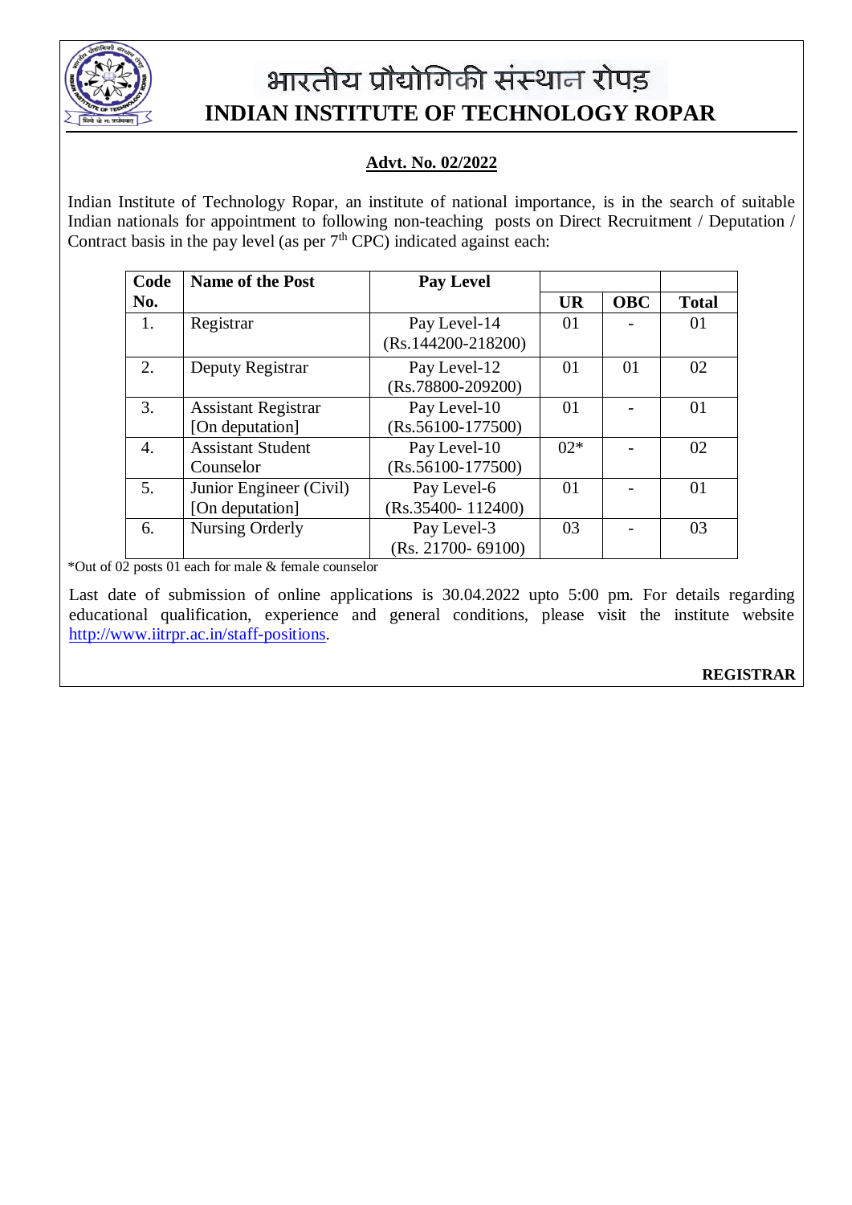# भारतीय प्रौद्योगिकी संस्थान रोपड़

# INDIAN INSTITUTE OF TECHNOLOGY ROPAR

**Advt. No. 02/2022**

Indian Institute of Technology Ropar, an institute of national importance, is in the search of suitable Indian nationals for appointment to following non-teaching posts on Direct Recruitment / Deputation / Contract basis in the pay level (as per 7th CPC) indicated against each:

| Code No. | Name of the Post | Pay Level | UR | OBC | Total |
|---|---|---|---|---|---|
| 1. | Registrar | Pay Level-14 (Rs.144200-218200) | 01 | - | 01 |
| 2. | Deputy Registrar | Pay Level-12 (Rs.78800-209200) | 01 | 01 | 02 |
| 3. | Assistant Registrar [On deputation] | Pay Level-10 (Rs.56100-177500) | 01 | - | 01 |
| 4. | Assistant Student Counselor | Pay Level-10 (Rs.56100-177500) | 02* | - | 02 |
| 5. | Junior Engineer (Civil) [On deputation] | Pay Level-6 (Rs.35400- 112400) | 01 | - | 01 |
| 6. | Nursing Orderly | Pay Level-3 (Rs. 21700- 69100) | 03 | - | 03 |

*Out of 02 posts 01 each for male & female counselor

Last date of submission of online applications is 30.04.2022 upto 5:00 pm. For details regarding educational qualification, experience and general conditions, please visit the institute website http://www.iitrpr.ac.in/staff-positions.

**REGISTRAR**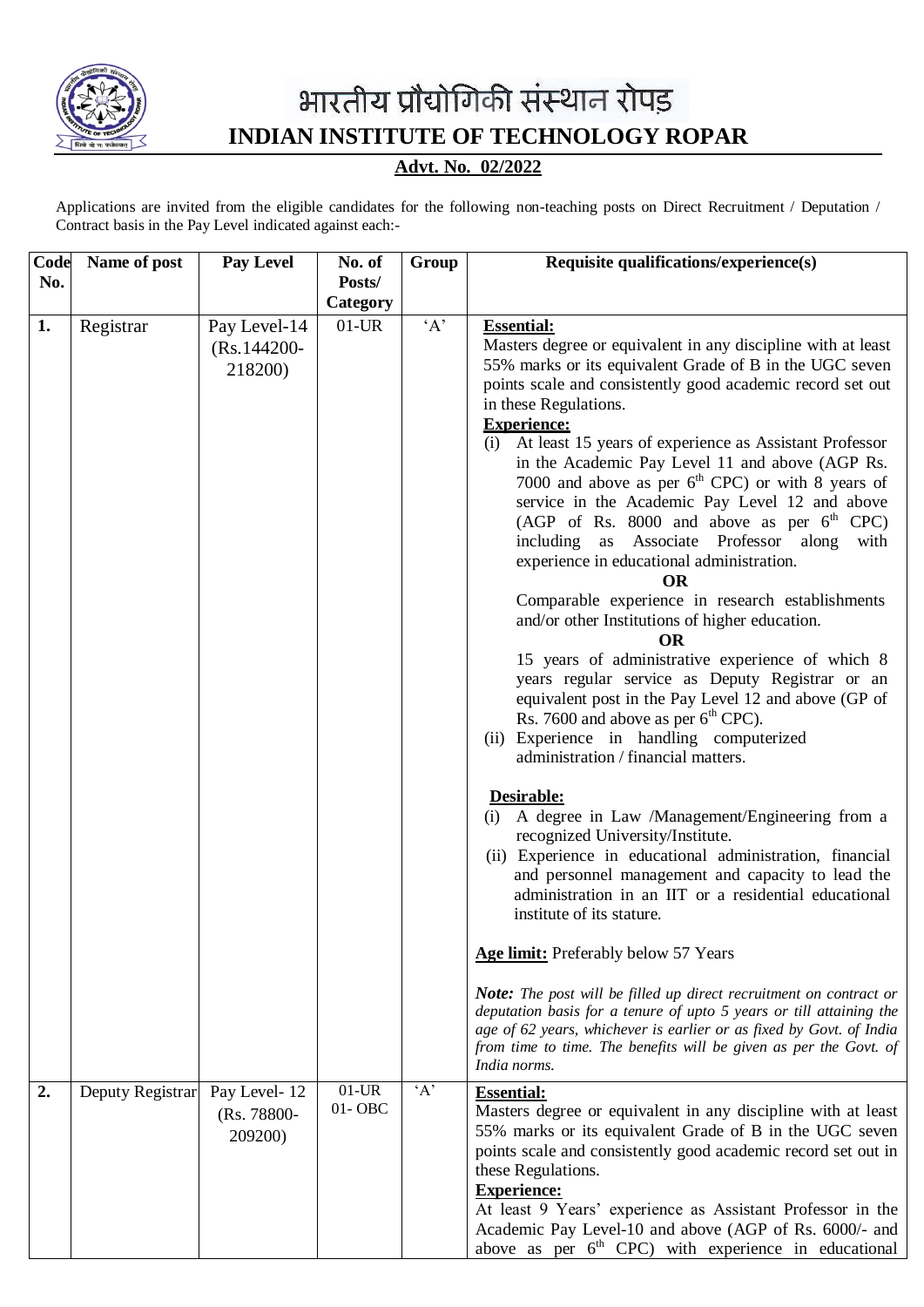भारतीय प्रौद्योगिकी संस्थान रोपड़

# INDIAN INSTITUTE OF TECHNOLOGY ROPAR

## Advt. No. 02/2022

Applications are invited from the eligible candidates for the following non-teaching posts on Direct Recruitment / Deputation / Contract basis in the Pay Level indicated against each:-

| Code No. | Name of post | Pay Level | No. of Posts/ Category | Group | Requisite qualifications/experience(s) |
|---|---|---|---|---|---|
| 1. | Registrar | Pay Level-14 (Rs.144200-218200) | 01-UR | 'A' | **Essential:**<br>Masters degree or equivalent in any discipline with at least 55% marks or its equivalent Grade of B in the UGC seven points scale and consistently good academic record set out in these Regulations.<br>**Experience:**<br>(i) At least 15 years of experience as Assistant Professor in the Academic Pay Level 11 and above (AGP Rs. 7000 and above as per 6th CPC) or with 8 years of service in the Academic Pay Level 12 and above (AGP of Rs. 8000 and above as per 6th CPC) including as Associate Professor along with experience in educational administration.<br>**OR**<br>Comparable experience in research establishments and/or other Institutions of higher education.<br>**OR**<br>15 years of administrative experience of which 8 years regular service as Deputy Registrar or an equivalent post in the Pay Level 12 and above (GP of Rs. 7600 and above as per 6th CPC).<br>(ii) Experience in handling computerized administration / financial matters.<br><br>**Desirable:**<br>(i) A degree in Law /Management/Engineering from a recognized University/Institute.<br>(ii) Experience in educational administration, financial and personnel management and capacity to lead the administration in an IIT or a residential educational institute of its stature.<br><br>**Age limit:** Preferably below 57 Years<br><br>***Note:*** *The post will be filled up direct recruitment on contract or deputation basis for a tenure of upto 5 years or till attaining the age of 62 years, whichever is earlier or as fixed by Govt. of India from time to time. The benefits will be given as per the Govt. of India norms.* |
| 2. | Deputy Registrar | Pay Level- 12 (Rs. 78800-209200) | 01-UR<br>01- OBC | 'A' | **Essential:**<br>Masters degree or equivalent in any discipline with at least 55% marks or its equivalent Grade of B in the UGC seven points scale and consistently good academic record set out in these Regulations.<br>**Experience:**<br>At least 9 Years' experience as Assistant Professor in the Academic Pay Level-10 and above (AGP of Rs. 6000/- and above as per 6th CPC) with experience in educational |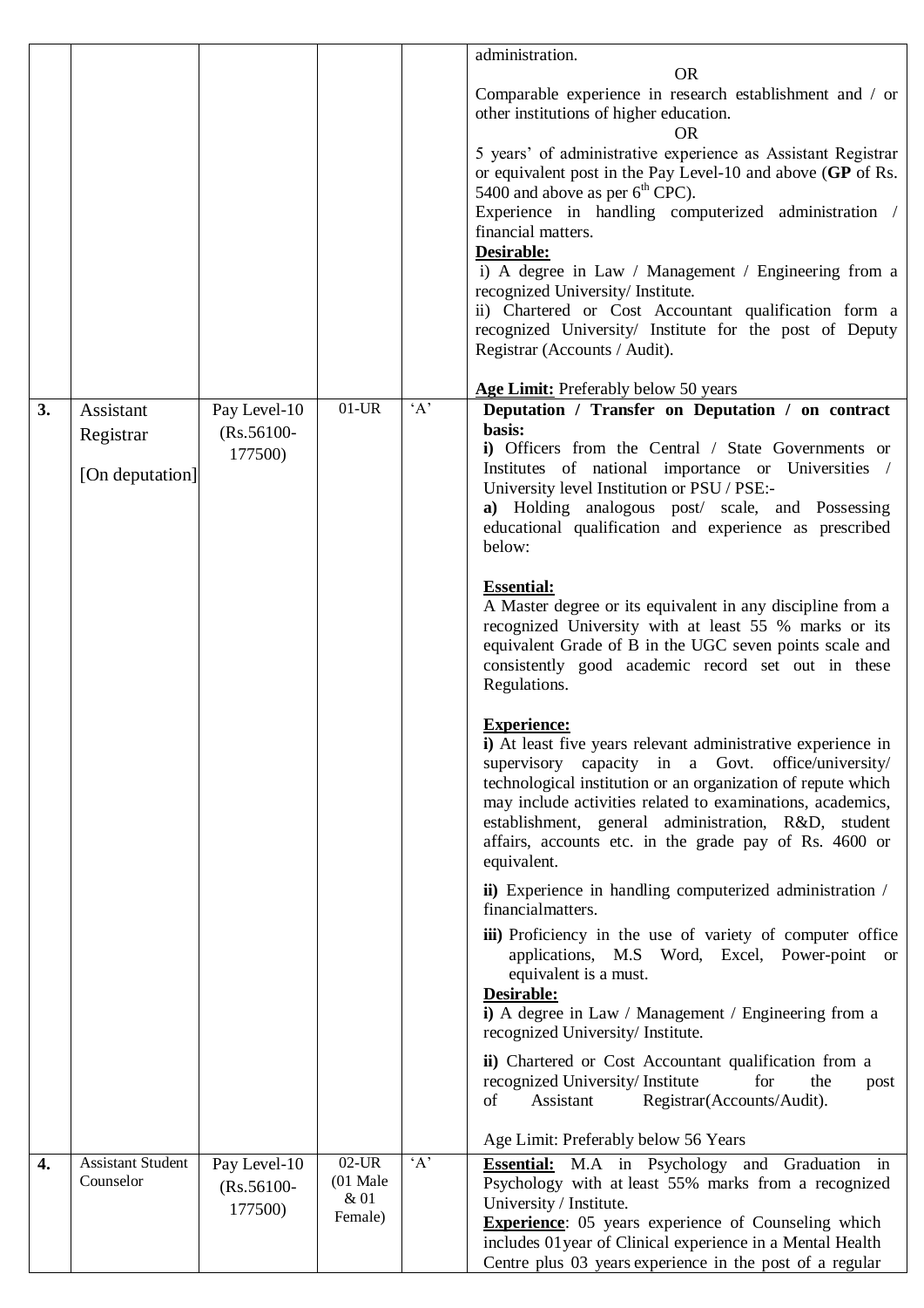| | | | | | |
|---|---|---|---|---|---|
| | | | | | administration.<br>OR<br>Comparable experience in research establishment and / or other institutions of higher education.<br>OR<br>5 years' of administrative experience as Assistant Registrar or equivalent post in the Pay Level-10 and above (**GP** of Rs. 5400 and above as per 6th CPC).<br>Experience in handling computerized administration / financial matters.<br>**Desirable:**<br>i) A degree in Law / Management / Engineering from a recognized University/ Institute.<br>ii) Chartered or Cost Accountant qualification form a recognized University/ Institute for the post of Deputy Registrar (Accounts / Audit).<br><br>**Age Limit:** Preferably below 50 years |
| **3.** | Assistant Registrar<br>[On deputation] | Pay Level-10 (Rs.56100-177500) | 01-UR | 'A' | **Deputation / Transfer on Deputation / on contract basis:**<br>**i)** Officers from the Central / State Governments or Institutes of national importance or Universities / University level Institution or PSU / PSE:-<br>**a)** Holding analogous post/ scale, and Possessing educational qualification and experience as prescribed below:<br><br>**Essential:**<br>A Master degree or its equivalent in any discipline from a recognized University with at least 55 % marks or its equivalent Grade of B in the UGC seven points scale and consistently good academic record set out in these Regulations.<br><br>**Experience:**<br>**i)** At least five years relevant administrative experience in supervisory capacity in a Govt. office/university/ technological institution or an organization of repute which may include activities related to examinations, academics, establishment, general administration, R&D, student affairs, accounts etc. in the grade pay of Rs. 4600 or equivalent.<br>**ii)** Experience in handling computerized administration / financialmatters.<br>**iii)** Proficiency in the use of variety of computer office applications, M.S Word, Excel, Power-point or equivalent is a must.<br>**Desirable:**<br>**i)** A degree in Law / Management / Engineering from a recognized University/ Institute.<br>**ii)** Chartered or Cost Accountant qualification from a recognized University/ Institute for the post of Assistant Registrar(Accounts/Audit).<br><br>Age Limit: Preferably below 56 Years |
| **4.** | Assistant Student Counselor | Pay Level-10 (Rs.56100-177500) | 02-UR (01 Male & 01 Female) | 'A' | **Essential:** M.A in Psychology and Graduation in Psychology with at least 55% marks from a recognized University / Institute.<br>**Experience**: 05 years experience of Counseling which includes 01year of Clinical experience in a Mental Health Centre plus 03 years experience in the post of a regular |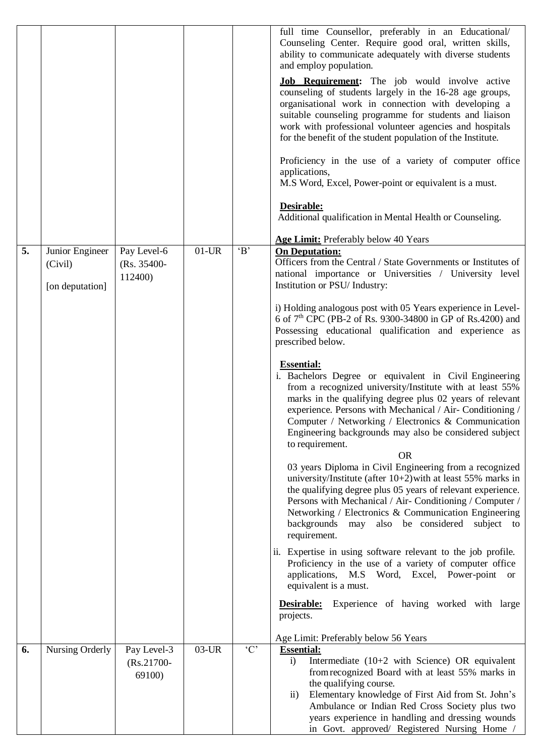| | | | | | |
|---|---|---|---|---|---|
| | | | | | full time Counsellor, preferably in an Educational/ Counseling Center. Require good oral, written skills, ability to communicate adequately with diverse students and employ population.<br><br>**Job Requirement:** The job would involve active counseling of students largely in the 16-28 age groups, organisational work in connection with developing a suitable counseling programme for students and liaison work with professional volunteer agencies and hospitals for the benefit of the student population of the Institute.<br><br>Proficiency in the use of a variety of computer office applications,<br>M.S Word, Excel, Power-point or equivalent is a must.<br><br>**Desirable:**<br>Additional qualification in Mental Health or Counseling.<br><br>**Age Limit:** Preferably below 40 Years |
| **5.** | Junior Engineer (Civil)<br><br>[on deputation] | Pay Level-6 (Rs. 35400-112400) | 01-UR | 'B' | **On Deputation:**<br>Officers from the Central / State Governments or Institutes of national importance or Universities / University level Institution or PSU/ Industry:<br><br>i) Holding analogous post with 05 Years experience in Level-6 of 7th CPC (PB-2 of Rs. 9300-34800 in GP of Rs.4200) and Possessing educational qualification and experience as prescribed below.<br><br>**Essential:**<br>i. Bachelors Degree or equivalent in Civil Engineering from a recognized university/Institute with at least 55% marks in the qualifying degree plus 02 years of relevant experience. Persons with Mechanical / Air- Conditioning / Computer / Networking / Electronics & Communication Engineering backgrounds may also be considered subject to requirement.<br>OR<br>03 years Diploma in Civil Engineering from a recognized university/Institute (after 10+2) with at least 55% marks in the qualifying degree plus 05 years of relevant experience. Persons with Mechanical / Air- Conditioning / Computer / Networking / Electronics & Communication Engineering backgrounds may also be considered subject to requirement.<br><br>ii. Expertise in using software relevant to the job profile. Proficiency in the use of a variety of computer office applications, M.S Word, Excel, Power-point or equivalent is a must.<br><br>**Desirable:** Experience of having worked with large projects.<br><br>Age Limit: Preferably below 56 Years |
| **6.** | Nursing Orderly | Pay Level-3 (Rs.21700-69100) | 03-UR | 'C' | **Essential:**<br>i) Intermediate (10+2 with Science) OR equivalent from recognized Board with at least 55% marks in the qualifying course.<br>ii) Elementary knowledge of First Aid from St. John's Ambulance or Indian Red Cross Society plus two years experience in handling and dressing wounds in Govt. approved/ Registered Nursing Home / |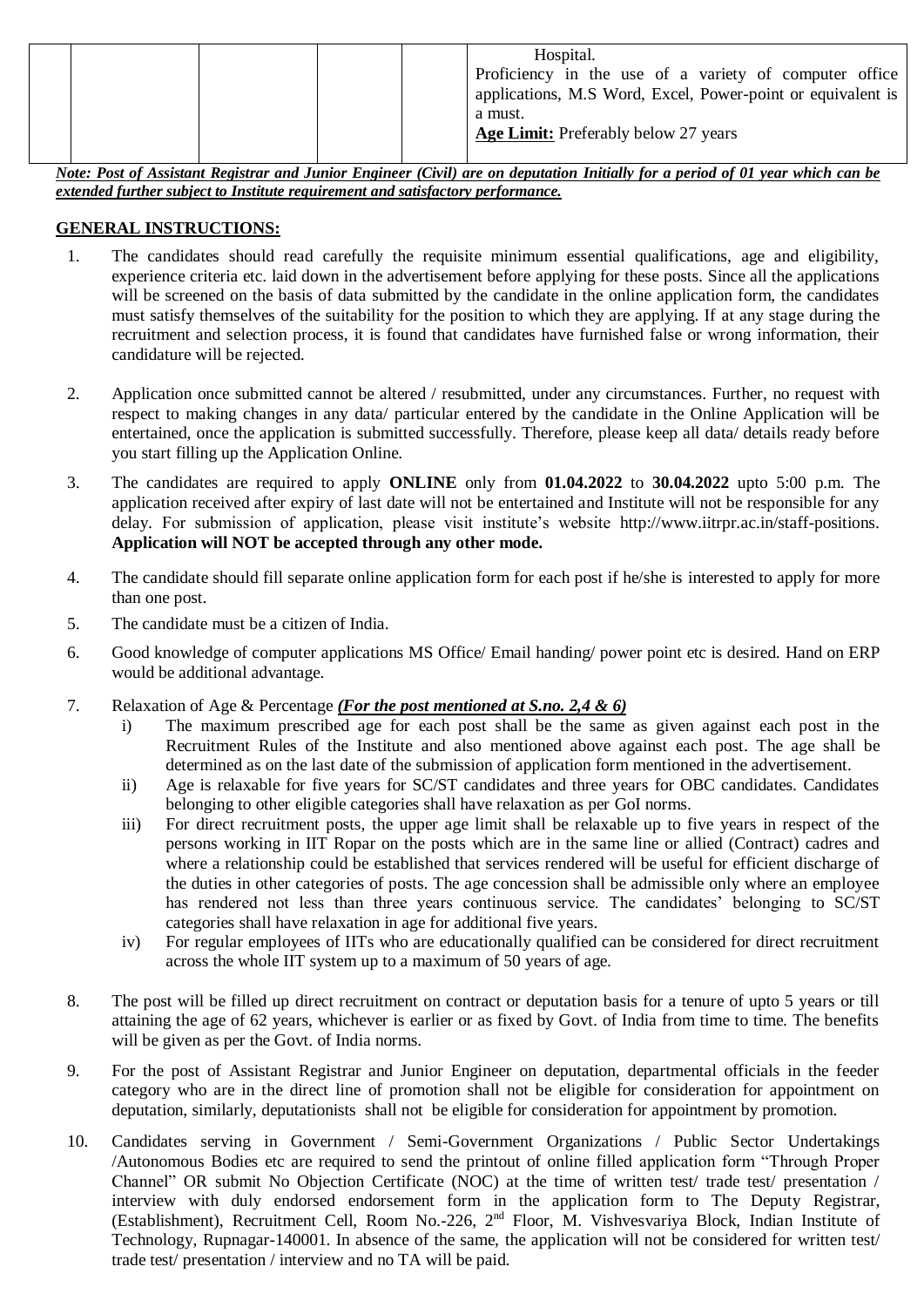| | | | | |
|---|---|---|---|---|
| | | | | Hospital.<br>Proficiency in the use of a variety of computer office applications, M.S Word, Excel, Power-point or equivalent is a must.<br>**Age Limit:** Preferably below 27 years |

***Note: Post of Assistant Registrar and Junior Engineer (Civil) are on deputation Initially for a period of 01 year which can be extended further subject to Institute requirement and satisfactory performance.***

**GENERAL INSTRUCTIONS:**

1. The candidates should read carefully the requisite minimum essential qualifications, age and eligibility, experience criteria etc. laid down in the advertisement before applying for these posts. Since all the applications will be screened on the basis of data submitted by the candidate in the online application form, the candidates must satisfy themselves of the suitability for the position to which they are applying. If at any stage during the recruitment and selection process, it is found that candidates have furnished false or wrong information, their candidature will be rejected.

2. Application once submitted cannot be altered / resubmitted, under any circumstances. Further, no request with respect to making changes in any data/ particular entered by the candidate in the Online Application will be entertained, once the application is submitted successfully. Therefore, please keep all data/ details ready before you start filling up the Application Online.

3. The candidates are required to apply **ONLINE** only from **01.04.2022** to **30.04.2022** upto 5:00 p.m. The application received after expiry of last date will not be entertained and Institute will not be responsible for any delay. For submission of application, please visit institute's website http://www.iitrpr.ac.in/staff-positions. **Application will NOT be accepted through any other mode.**

4. The candidate should fill separate online application form for each post if he/she is interested to apply for more than one post.

5. The candidate must be a citizen of India.

6. Good knowledge of computer applications MS Office/ Email handing/ power point etc is desired. Hand on ERP would be additional advantage.

7. Relaxation of Age & Percentage ***(For the post mentioned at S.no. 2,4 & 6)***
   i) The maximum prescribed age for each post shall be the same as given against each post in the Recruitment Rules of the Institute and also mentioned above against each post. The age shall be determined as on the last date of the submission of application form mentioned in the advertisement.
   ii) Age is relaxable for five years for SC/ST candidates and three years for OBC candidates. Candidates belonging to other eligible categories shall have relaxation as per GoI norms.
   iii) For direct recruitment posts, the upper age limit shall be relaxable up to five years in respect of the persons working in IIT Ropar on the posts which are in the same line or allied (Contract) cadres and where a relationship could be established that services rendered will be useful for efficient discharge of the duties in other categories of posts. The age concession shall be admissible only where an employee has rendered not less than three years continuous service. The candidates' belonging to SC/ST categories shall have relaxation in age for additional five years.
   iv) For regular employees of IITs who are educationally qualified can be considered for direct recruitment across the whole IIT system up to a maximum of 50 years of age.

8. The post will be filled up direct recruitment on contract or deputation basis for a tenure of upto 5 years or till attaining the age of 62 years, whichever is earlier or as fixed by Govt. of India from time to time. The benefits will be given as per the Govt. of India norms.

9. For the post of Assistant Registrar and Junior Engineer on deputation, departmental officials in the feeder category who are in the direct line of promotion shall not be eligible for consideration for appointment on deputation, similarly, deputationists shall not be eligible for consideration for appointment by promotion.

10. Candidates serving in Government / Semi-Government Organizations / Public Sector Undertakings /Autonomous Bodies etc are required to send the printout of online filled application form "Through Proper Channel" OR submit No Objection Certificate (NOC) at the time of written test/ trade test/ presentation / interview with duly endorsed endorsement form in the application form to The Deputy Registrar, (Establishment), Recruitment Cell, Room No.-226, 2nd Floor, M. Vishvesvariya Block, Indian Institute of Technology, Rupnagar-140001. In absence of the same, the application will not be considered for written test/ trade test/ presentation / interview and no TA will be paid.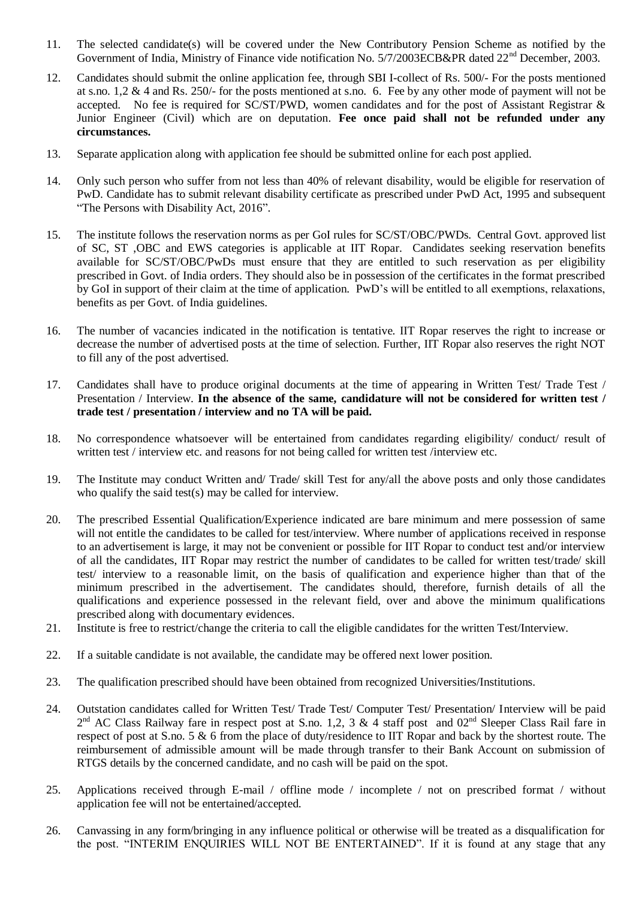11. The selected candidate(s) will be covered under the New Contributory Pension Scheme as notified by the Government of India, Ministry of Finance vide notification No. 5/7/2003ECB&PR dated 22nd December, 2003.

12. Candidates should submit the online application fee, through SBI I-collect of Rs. 500/- For the posts mentioned at s.no. 1,2 & 4 and Rs. 250/- for the posts mentioned at s.no. 6. Fee by any other mode of payment will not be accepted. No fee is required for SC/ST/PWD, women candidates and for the post of Assistant Registrar & Junior Engineer (Civil) which are on deputation. **Fee once paid shall not be refunded under any circumstances.**

13. Separate application along with application fee should be submitted online for each post applied.

14. Only such person who suffer from not less than 40% of relevant disability, would be eligible for reservation of PwD. Candidate has to submit relevant disability certificate as prescribed under PwD Act, 1995 and subsequent "The Persons with Disability Act, 2016".

15. The institute follows the reservation norms as per GoI rules for SC/ST/OBC/PWDs. Central Govt. approved list of SC, ST ,OBC and EWS categories is applicable at IIT Ropar. Candidates seeking reservation benefits available for SC/ST/OBC/PwDs must ensure that they are entitled to such reservation as per eligibility prescribed in Govt. of India orders. They should also be in possession of the certificates in the format prescribed by GoI in support of their claim at the time of application. PwD's will be entitled to all exemptions, relaxations, benefits as per Govt. of India guidelines.

16. The number of vacancies indicated in the notification is tentative. IIT Ropar reserves the right to increase or decrease the number of advertised posts at the time of selection. Further, IIT Ropar also reserves the right NOT to fill any of the post advertised.

17. Candidates shall have to produce original documents at the time of appearing in Written Test/ Trade Test / Presentation / Interview. **In the absence of the same, candidature will not be considered for written test / trade test / presentation / interview and no TA will be paid.**

18. No correspondence whatsoever will be entertained from candidates regarding eligibility/ conduct/ result of written test / interview etc. and reasons for not being called for written test /interview etc.

19. The Institute may conduct Written and/ Trade/ skill Test for any/all the above posts and only those candidates who qualify the said test(s) may be called for interview.

20. The prescribed Essential Qualification/Experience indicated are bare minimum and mere possession of same will not entitle the candidates to be called for test/interview. Where number of applications received in response to an advertisement is large, it may not be convenient or possible for IIT Ropar to conduct test and/or interview of all the candidates, IIT Ropar may restrict the number of candidates to be called for written test/trade/ skill test/ interview to a reasonable limit, on the basis of qualification and experience higher than that of the minimum prescribed in the advertisement. The candidates should, therefore, furnish details of all the qualifications and experience possessed in the relevant field, over and above the minimum qualifications prescribed along with documentary evidences.

21. Institute is free to restrict/change the criteria to call the eligible candidates for the written Test/Interview.

22. If a suitable candidate is not available, the candidate may be offered next lower position.

23. The qualification prescribed should have been obtained from recognized Universities/Institutions.

24. Outstation candidates called for Written Test/ Trade Test/ Computer Test/ Presentation/ Interview will be paid 2nd AC Class Railway fare in respect post at S.no. 1,2, 3 & 4 staff post and 02nd Sleeper Class Rail fare in respect of post at S.no. 5 & 6 from the place of duty/residence to IIT Ropar and back by the shortest route. The reimbursement of admissible amount will be made through transfer to their Bank Account on submission of RTGS details by the concerned candidate, and no cash will be paid on the spot.

25. Applications received through E-mail / offline mode / incomplete / not on prescribed format / without application fee will not be entertained/accepted.

26. Canvassing in any form/bringing in any influence political or otherwise will be treated as a disqualification for the post. "INTERIM ENQUIRIES WILL NOT BE ENTERTAINED". If it is found at any stage that any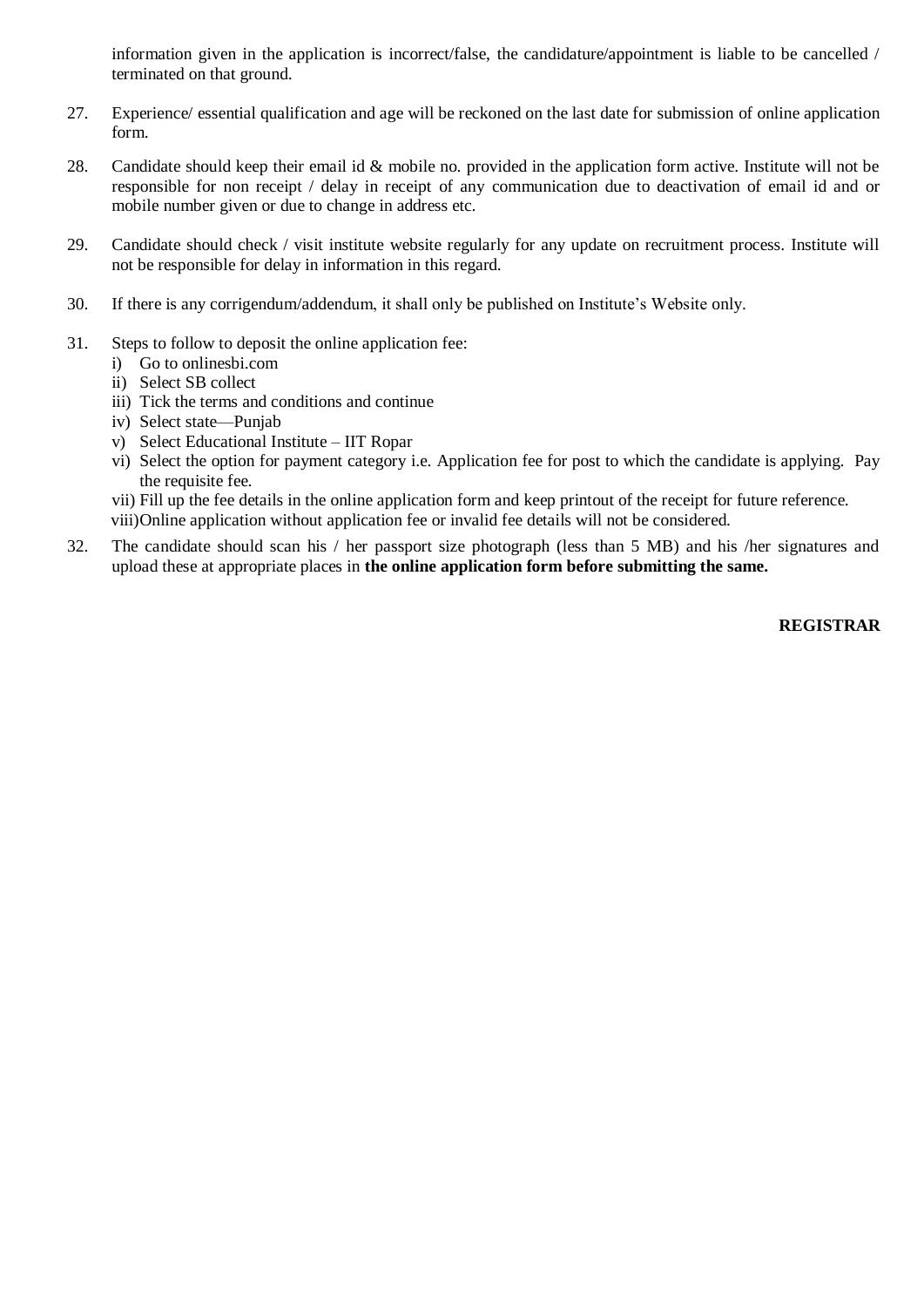information given in the application is incorrect/false, the candidature/appointment is liable to be cancelled / terminated on that ground.

27. Experience/ essential qualification and age will be reckoned on the last date for submission of online application form.

28. Candidate should keep their email id & mobile no. provided in the application form active. Institute will not be responsible for non receipt / delay in receipt of any communication due to deactivation of email id and or mobile number given or due to change in address etc.

29. Candidate should check / visit institute website regularly for any update on recruitment process. Institute will not be responsible for delay in information in this regard.

30. If there is any corrigendum/addendum, it shall only be published on Institute's Website only.

31. Steps to follow to deposit the online application fee:
    i) Go to onlinesbi.com
    ii) Select SB collect
    iii) Tick the terms and conditions and continue
    iv) Select state—Punjab
    v) Select Educational Institute – IIT Ropar
    vi) Select the option for payment category i.e. Application fee for post to which the candidate is applying. Pay the requisite fee.
    vii) Fill up the fee details in the online application form and keep printout of the receipt for future reference.
    viii) Online application without application fee or invalid fee details will not be considered.

32. The candidate should scan his / her passport size photograph (less than 5 MB) and his /her signatures and upload these at appropriate places in **the online application form before submitting the same.**

**REGISTRAR**